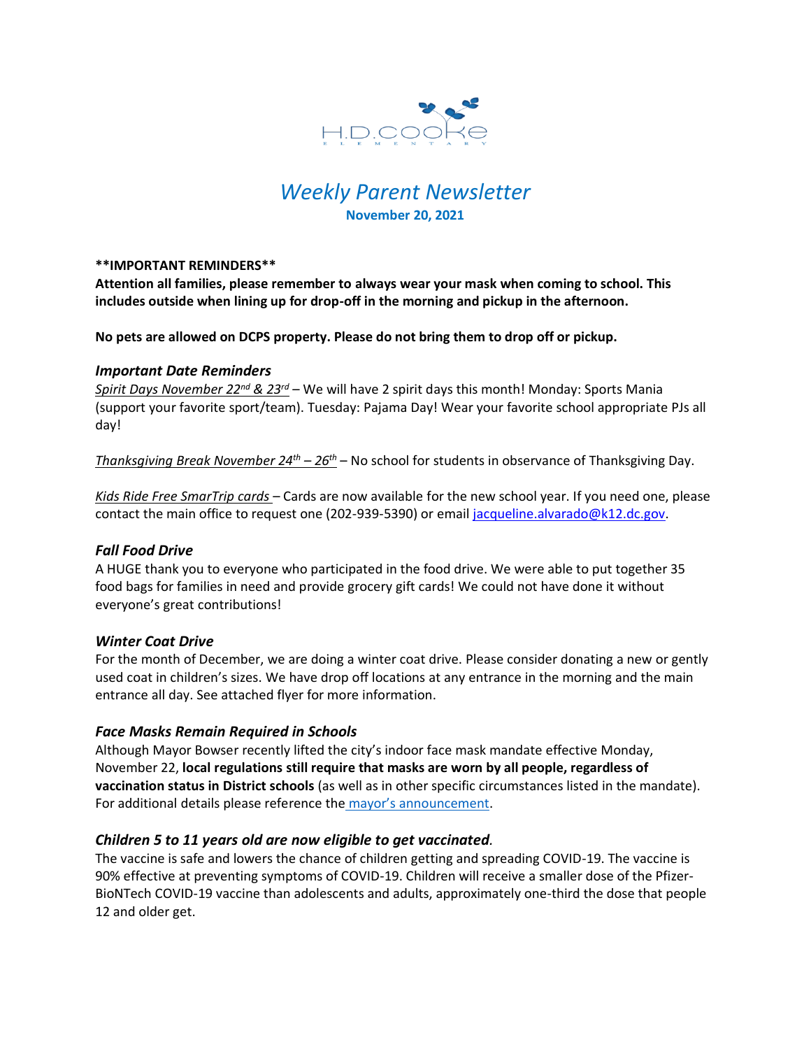H.D. COOKE ELEMENTARY

# *Weekly Parent Newsletter*

**November 20, 2021**

****IMPORTANT REMINDERS****

**Attention all families, please remember to always wear your mask when coming to school. This includes outside when lining up for drop-off in the morning and pickup in the afternoon.**

**No pets are allowed on DCPS property. Please do not bring them to drop off or pickup.**

### *Important Date Reminders*

*Spirit Days November 22nd & 23rd* – We will have 2 spirit days this month! Monday: Sports Mania (support your favorite sport/team). Tuesday: Pajama Day! Wear your favorite school appropriate PJs all day!

*Thanksgiving Break November 24th – 26th* – No school for students in observance of Thanksgiving Day.

*Kids Ride Free SmarTrip cards* – Cards are now available for the new school year. If you need one, please contact the main office to request one (202-939-5390) or email jacqueline.alvarado@k12.dc.gov.

### *Fall Food Drive*

A HUGE thank you to everyone who participated in the food drive. We were able to put together 35 food bags for families in need and provide grocery gift cards! We could not have done it without everyone's great contributions!

### *Winter Coat Drive*

For the month of December, we are doing a winter coat drive. Please consider donating a new or gently used coat in children's sizes. We have drop off locations at any entrance in the morning and the main entrance all day. See attached flyer for more information.

### *Face Masks Remain Required in Schools*

Although Mayor Bowser recently lifted the city's indoor face mask mandate effective Monday, November 22, **local regulations still require that masks are worn by all people, regardless of vaccination status in District schools** (as well as in other specific circumstances listed in the mandate). For additional details please reference the mayor's announcement.

### *Children 5 to 11 years old are now eligible to get vaccinated.*

The vaccine is safe and lowers the chance of children getting and spreading COVID-19. The vaccine is 90% effective at preventing symptoms of COVID-19. Children will receive a smaller dose of the Pfizer-BioNTech COVID-19 vaccine than adolescents and adults, approximately one-third the dose that people 12 and older get.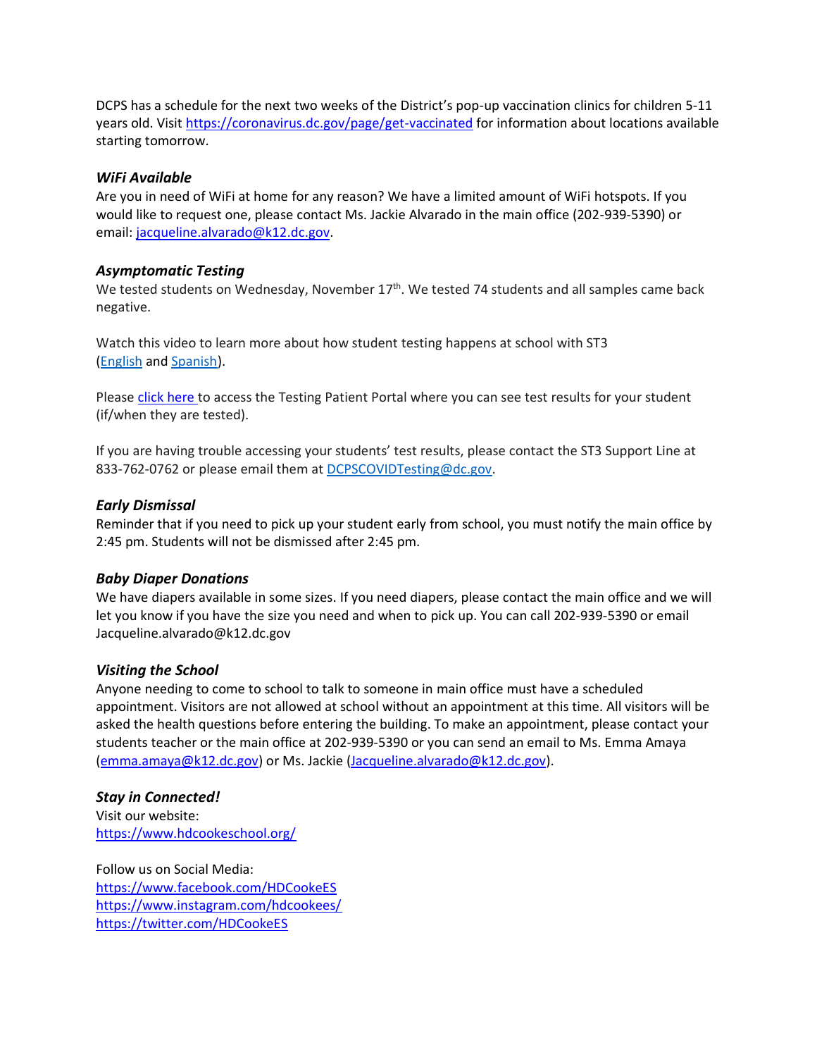DCPS has a schedule for the next two weeks of the District's pop-up vaccination clinics for children 5-11 years old. Visit https://coronavirus.dc.gov/page/get-vaccinated for information about locations available starting tomorrow.

***WiFi Available***

Are you in need of WiFi at home for any reason? We have a limited amount of WiFi hotspots. If you would like to request one, please contact Ms. Jackie Alvarado in the main office (202-939-5390) or email: jacqueline.alvarado@k12.dc.gov.

***Asymptomatic Testing***

We tested students on Wednesday, November 17th. We tested 74 students and all samples came back negative.

Watch this video to learn more about how student testing happens at school with ST3 (English and Spanish).

Please click here to access the Testing Patient Portal where you can see test results for your student (if/when they are tested).

If you are having trouble accessing your students' test results, please contact the ST3 Support Line at 833-762-0762 or please email them at DCPSCOVIDTesting@dc.gov.

***Early Dismissal***

Reminder that if you need to pick up your student early from school, you must notify the main office by 2:45 pm. Students will not be dismissed after 2:45 pm.

***Baby Diaper Donations***

We have diapers available in some sizes. If you need diapers, please contact the main office and we will let you know if you have the size you need and when to pick up. You can call 202-939-5390 or email Jacqueline.alvarado@k12.dc.gov

***Visiting the School***

Anyone needing to come to school to talk to someone in main office must have a scheduled appointment. Visitors are not allowed at school without an appointment at this time. All visitors will be asked the health questions before entering the building. To make an appointment, please contact your students teacher or the main office at 202-939-5390 or you can send an email to Ms. Emma Amaya (emma.amaya@k12.dc.gov) or Ms. Jackie (Jacqueline.alvarado@k12.dc.gov).

***Stay in Connected!***

Visit our website:
https://www.hdcookeschool.org/

Follow us on Social Media:
https://www.facebook.com/HDCookeES
https://www.instagram.com/hdcookees/
https://twitter.com/HDCookeES